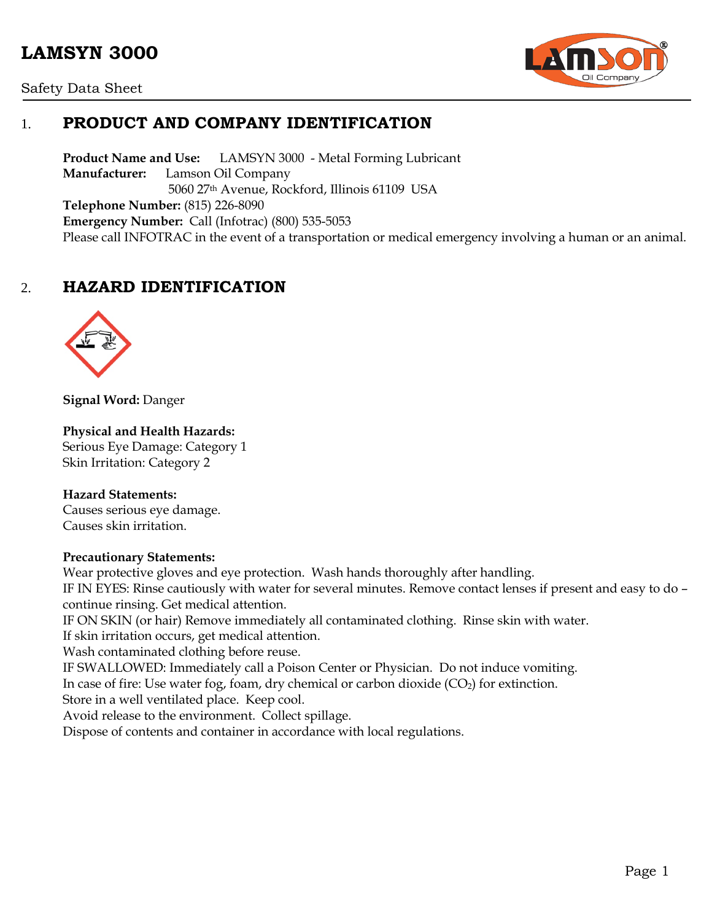# LAMSYN 3000

Safety Data Sheet

## 1. PRODUCT AND COMPANY IDENTIFICATION

**Product Name and Use:** LAMSYN 3000 - Metal Forming Lubricant
**Manufacturer:** Lamson Oil Company
5060 27th Avenue, Rockford, Illinois 61109 USA
**Telephone Number:** (815) 226-8090
**Emergency Number:** Call (Infotrac) (800) 535-5053
Please call INFOTRAC in the event of a transportation or medical emergency involving a human or an animal.

## 2. HAZARD IDENTIFICATION

**Signal Word:** Danger

**Physical and Health Hazards:**
Serious Eye Damage: Category 1
Skin Irritation: Category 2

**Hazard Statements:**
Causes serious eye damage.
Causes skin irritation.

**Precautionary Statements:**
Wear protective gloves and eye protection. Wash hands thoroughly after handling.
IF IN EYES: Rinse cautiously with water for several minutes. Remove contact lenses if present and easy to do – continue rinsing. Get medical attention.
IF ON SKIN (or hair) Remove immediately all contaminated clothing. Rinse skin with water.
If skin irritation occurs, get medical attention.
Wash contaminated clothing before reuse.
IF SWALLOWED: Immediately call a Poison Center or Physician. Do not induce vomiting.
In case of fire: Use water fog, foam, dry chemical or carbon dioxide ($CO_2$) for extinction.
Store in a well ventilated place. Keep cool.
Avoid release to the environment. Collect spillage.
Dispose of contents and container in accordance with local regulations.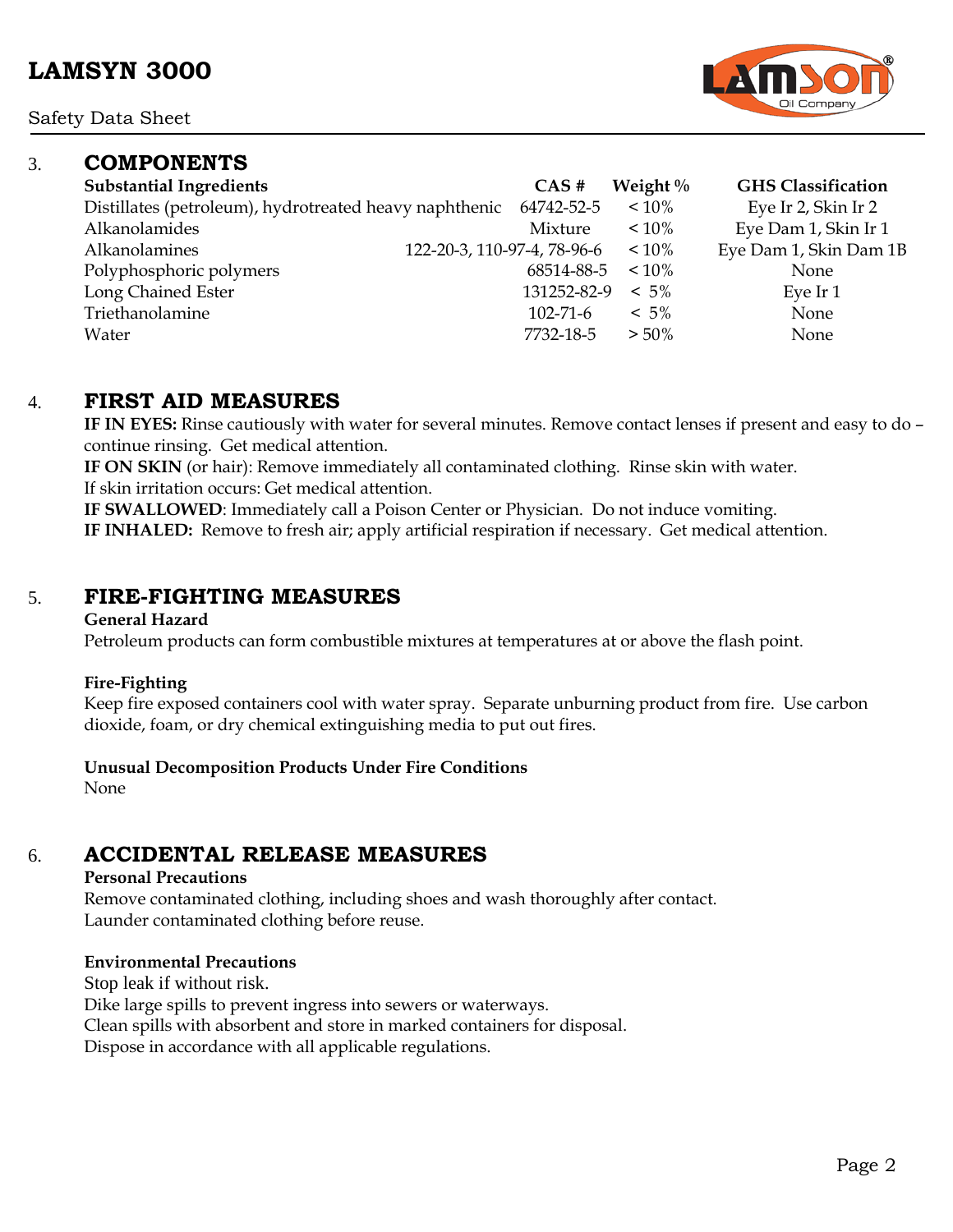## 3. COMPONENTS

| Substantial Ingredients | CAS # | Weight % | GHS Classification |
|---|---|---|---|
| Distillates (petroleum), hydrotreated heavy naphthenic | 64742-52-5 | < 10% | Eye Ir 2, Skin Ir 2 |
| Alkanolamides | Mixture | < 10% | Eye Dam 1, Skin Ir 1 |
| Alkanolamines | 122-20-3, 110-97-4, 78-96-6 | < 10% | Eye Dam 1, Skin Dam 1B |
| Polyphosphoric polymers | 68514-88-5 | < 10% | None |
| Long Chained Ester | 131252-82-9 | < 5% | Eye Ir 1 |
| Triethanolamine | 102-71-6 | < 5% | None |
| Water | 7732-18-5 | > 50% | None |

## 4. FIRST AID MEASURES

**IF IN EYES:** Rinse cautiously with water for several minutes. Remove contact lenses if present and easy to do – continue rinsing. Get medical attention.

**IF ON SKIN** (or hair): Remove immediately all contaminated clothing. Rinse skin with water.
If skin irritation occurs: Get medical attention.

**IF SWALLOWED**: Immediately call a Poison Center or Physician. Do not induce vomiting.

**IF INHALED:** Remove to fresh air; apply artificial respiration if necessary. Get medical attention.

## 5. FIRE-FIGHTING MEASURES

**General Hazard**

Petroleum products can form combustible mixtures at temperatures at or above the flash point.

**Fire-Fighting**

Keep fire exposed containers cool with water spray. Separate unburning product from fire. Use carbon dioxide, foam, or dry chemical extinguishing media to put out fires.

**Unusual Decomposition Products Under Fire Conditions**

None

## 6. ACCIDENTAL RELEASE MEASURES

**Personal Precautions**

Remove contaminated clothing, including shoes and wash thoroughly after contact.
Launder contaminated clothing before reuse.

**Environmental Precautions**

Stop leak if without risk.
Dike large spills to prevent ingress into sewers or waterways.
Clean spills with absorbent and store in marked containers for disposal.
Dispose in accordance with all applicable regulations.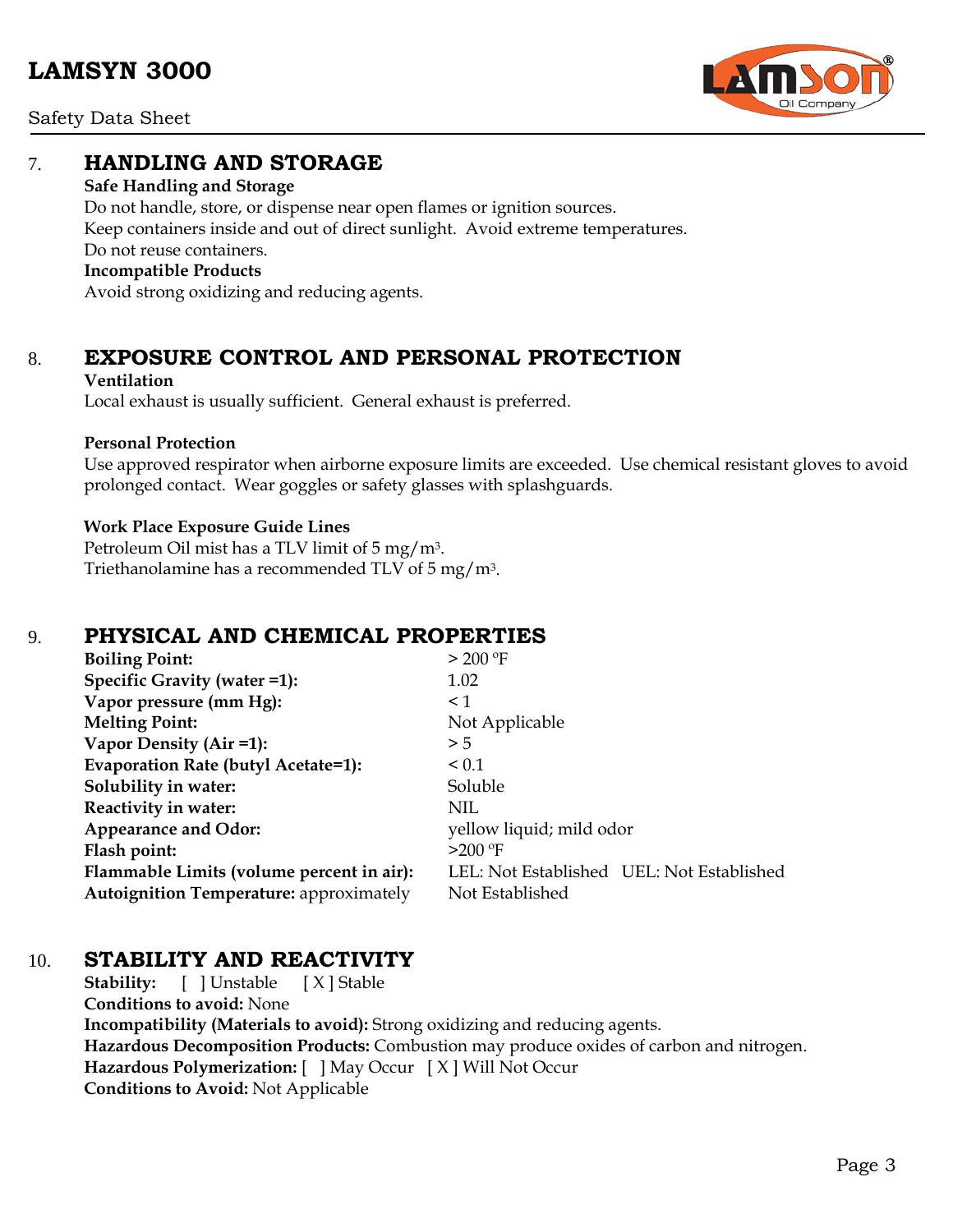## 7. HANDLING AND STORAGE

**Safe Handling and Storage**

Do not handle, store, or dispense near open flames or ignition sources.
Keep containers inside and out of direct sunlight. Avoid extreme temperatures.
Do not reuse containers.

**Incompatible Products**

Avoid strong oxidizing and reducing agents.

## 8. EXPOSURE CONTROL AND PERSONAL PROTECTION

**Ventilation**

Local exhaust is usually sufficient. General exhaust is preferred.

**Personal Protection**

Use approved respirator when airborne exposure limits are exceeded. Use chemical resistant gloves to avoid prolonged contact. Wear goggles or safety glasses with splashguards.

**Work Place Exposure Guide Lines**

Petroleum Oil mist has a TLV limit of 5 $mg/m^3$.
Triethanolamine has a recommended TLV of 5 $mg/m^3$.

## 9. PHYSICAL AND CHEMICAL PROPERTIES

| | |
|---|---|
| **Boiling Point:** | > 200 ºF |
| **Specific Gravity (water =1):** | 1.02 |
| **Vapor pressure (mm Hg):** | < 1 |
| **Melting Point:** | Not Applicable |
| **Vapor Density (Air =1):** | > 5 |
| **Evaporation Rate (butyl Acetate=1):** | < 0.1 |
| **Solubility in water:** | Soluble |
| **Reactivity in water:** | NIL |
| **Appearance and Odor:** | yellow liquid; mild odor |
| **Flash point:** | >200 ºF |
| **Flammable Limits (volume percent in air):** | LEL: Not Established UEL: Not Established |
| **Autoignition Temperature:** approximately | Not Established |

## 10. STABILITY AND REACTIVITY

**Stability:** [ ] Unstable [ X ] Stable
**Conditions to avoid:** None
**Incompatibility (Materials to avoid):** Strong oxidizing and reducing agents.
**Hazardous Decomposition Products:** Combustion may produce oxides of carbon and nitrogen.
**Hazardous Polymerization:** [ ] May Occur [ X ] Will Not Occur
**Conditions to Avoid:** Not Applicable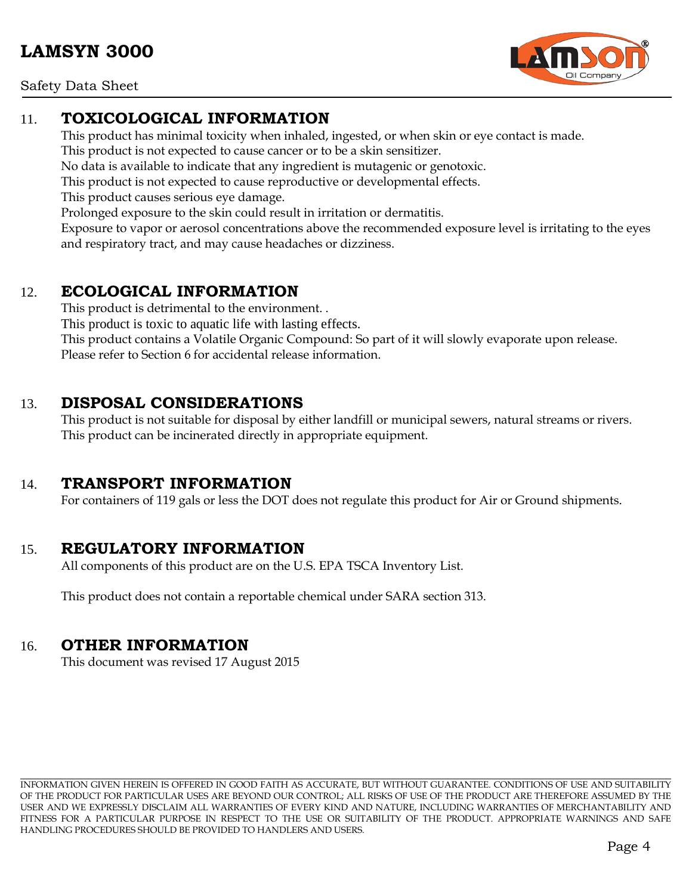## 11. TOXICOLOGICAL INFORMATION

This product has minimal toxicity when inhaled, ingested, or when skin or eye contact is made.
This product is not expected to cause cancer or to be a skin sensitizer.
No data is available to indicate that any ingredient is mutagenic or genotoxic.
This product is not expected to cause reproductive or developmental effects.
This product causes serious eye damage.
Prolonged exposure to the skin could result in irritation or dermatitis.
Exposure to vapor or aerosol concentrations above the recommended exposure level is irritating to the eyes and respiratory tract, and may cause headaches or dizziness.

## 12. ECOLOGICAL INFORMATION

This product is detrimental to the environment. .
This product is toxic to aquatic life with lasting effects.
This product contains a Volatile Organic Compound: So part of it will slowly evaporate upon release.
Please refer to Section 6 for accidental release information.

## 13. DISPOSAL CONSIDERATIONS

This product is not suitable for disposal by either landfill or municipal sewers, natural streams or rivers.
This product can be incinerated directly in appropriate equipment.

## 14. TRANSPORT INFORMATION

For containers of 119 gals or less the DOT does not regulate this product for Air or Ground shipments.

## 15. REGULATORY INFORMATION

All components of this product are on the U.S. EPA TSCA Inventory List.

This product does not contain a reportable chemical under SARA section 313.

## 16. OTHER INFORMATION

This document was revised 17 August 2015

INFORMATION GIVEN HEREIN IS OFFERED IN GOOD FAITH AS ACCURATE, BUT WITHOUT GUARANTEE. CONDITIONS OF USE AND SUITABILITY OF THE PRODUCT FOR PARTICULAR USES ARE BEYOND OUR CONTROL; ALL RISKS OF USE OF THE PRODUCT ARE THEREFORE ASSUMED BY THE USER AND WE EXPRESSLY DISCLAIM ALL WARRANTIES OF EVERY KIND AND NATURE, INCLUDING WARRANTIES OF MERCHANTABILITY AND FITNESS FOR A PARTICULAR PURPOSE IN RESPECT TO THE USE OR SUITABILITY OF THE PRODUCT. APPROPRIATE WARNINGS AND SAFE HANDLING PROCEDURES SHOULD BE PROVIDED TO HANDLERS AND USERS.